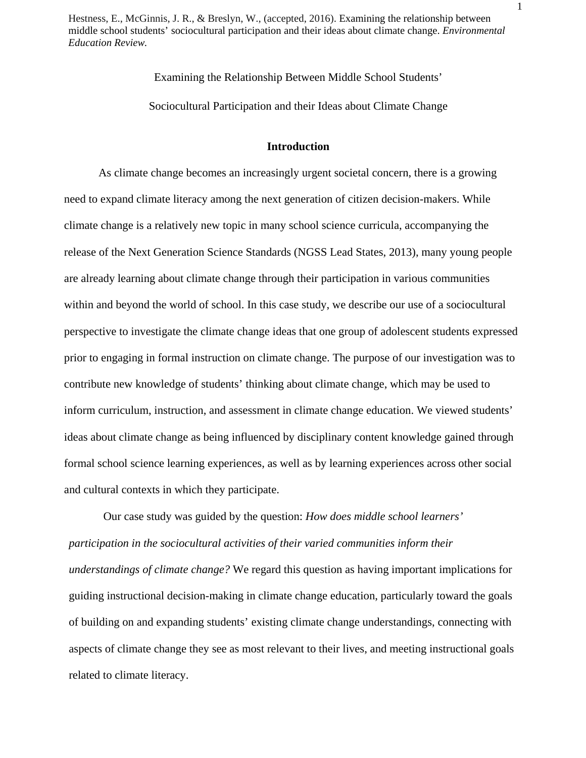Hestness, E., McGinnis, J. R., & Breslyn, W., (accepted, 2016). Examining the relationship between middle school students' sociocultural participation and their ideas about climate change. *Environmental Education Review.*

# Examining the Relationship Between Middle School Students' Sociocultural Participation and their Ideas about Climate Change

## Introduction

As climate change becomes an increasingly urgent societal concern, there is a growing need to expand climate literacy among the next generation of citizen decision-makers. While climate change is a relatively new topic in many school science curricula, accompanying the release of the Next Generation Science Standards (NGSS Lead States, 2013), many young people are already learning about climate change through their participation in various communities within and beyond the world of school. In this case study, we describe our use of a sociocultural perspective to investigate the climate change ideas that one group of adolescent students expressed prior to engaging in formal instruction on climate change. The purpose of our investigation was to contribute new knowledge of students' thinking about climate change, which may be used to inform curriculum, instruction, and assessment in climate change education. We viewed students' ideas about climate change as being influenced by disciplinary content knowledge gained through formal school science learning experiences, as well as by learning experiences across other social and cultural contexts in which they participate.

Our case study was guided by the question: *How does middle school learners' participation in the sociocultural activities of their varied communities inform their understandings of climate change?* We regard this question as having important implications for guiding instructional decision-making in climate change education, particularly toward the goals of building on and expanding students' existing climate change understandings, connecting with aspects of climate change they see as most relevant to their lives, and meeting instructional goals related to climate literacy.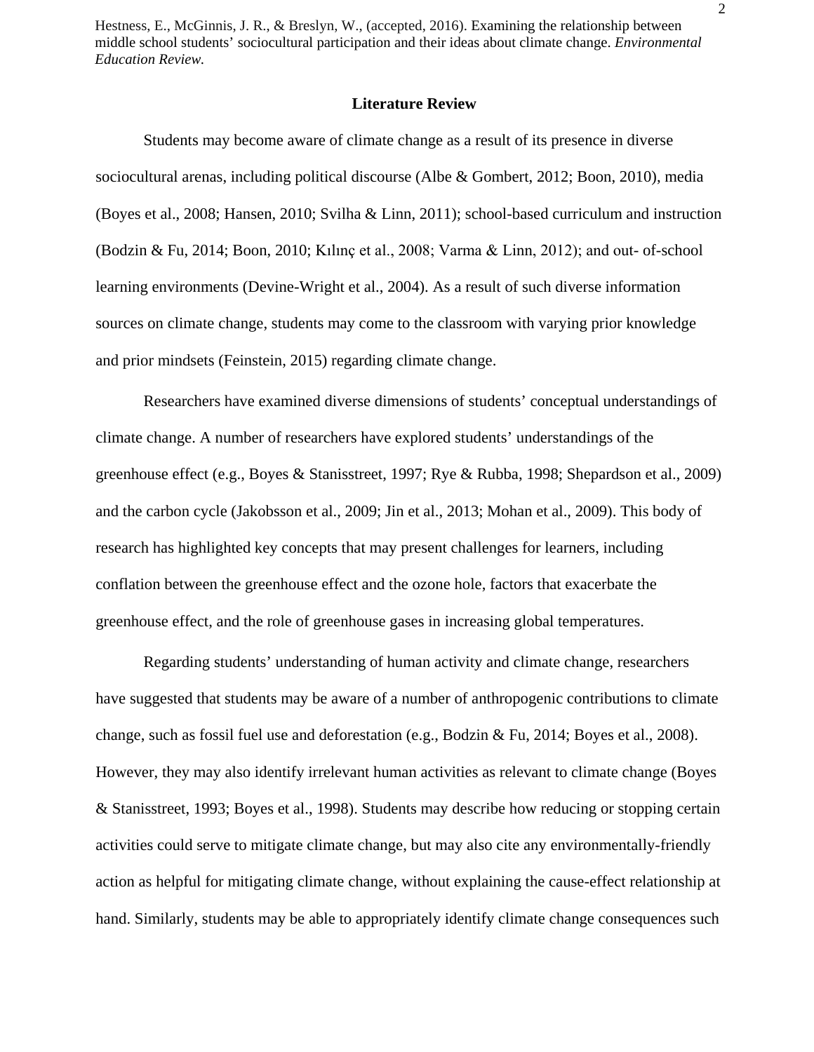## Literature Review

Students may become aware of climate change as a result of its presence in diverse sociocultural arenas, including political discourse (Albe & Gombert, 2012; Boon, 2010), media (Boyes et al., 2008; Hansen, 2010; Svilha & Linn, 2011); school-based curriculum and instruction (Bodzin & Fu, 2014; Boon, 2010; Kılınç et al., 2008; Varma & Linn, 2012); and out- of-school learning environments (Devine-Wright et al., 2004). As a result of such diverse information sources on climate change, students may come to the classroom with varying prior knowledge and prior mindsets (Feinstein, 2015) regarding climate change.

Researchers have examined diverse dimensions of students' conceptual understandings of climate change. A number of researchers have explored students' understandings of the greenhouse effect (e.g., Boyes & Stanisstreet, 1997; Rye & Rubba, 1998; Shepardson et al., 2009) and the carbon cycle (Jakobsson et al., 2009; Jin et al., 2013; Mohan et al., 2009). This body of research has highlighted key concepts that may present challenges for learners, including conflation between the greenhouse effect and the ozone hole, factors that exacerbate the greenhouse effect, and the role of greenhouse gases in increasing global temperatures.

Regarding students' understanding of human activity and climate change, researchers have suggested that students may be aware of a number of anthropogenic contributions to climate change, such as fossil fuel use and deforestation (e.g., Bodzin & Fu, 2014; Boyes et al., 2008). However, they may also identify irrelevant human activities as relevant to climate change (Boyes & Stanisstreet, 1993; Boyes et al., 1998). Students may describe how reducing or stopping certain activities could serve to mitigate climate change, but may also cite any environmentally-friendly action as helpful for mitigating climate change, without explaining the cause-effect relationship at hand. Similarly, students may be able to appropriately identify climate change consequences such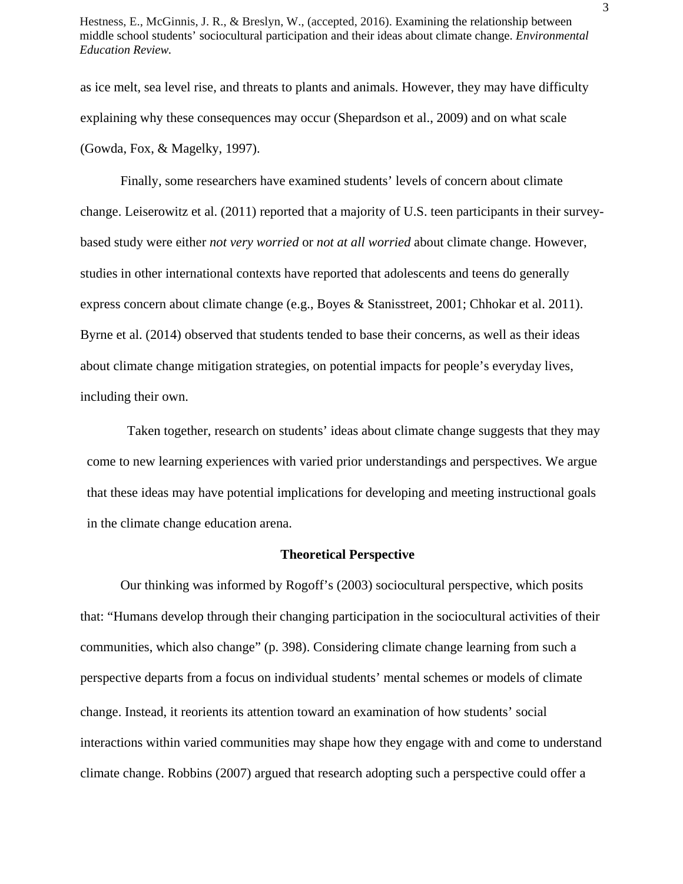as ice melt, sea level rise, and threats to plants and animals. However, they may have difficulty explaining why these consequences may occur (Shepardson et al., 2009) and on what scale (Gowda, Fox, & Magelky, 1997).

Finally, some researchers have examined students' levels of concern about climate change. Leiserowitz et al. (2011) reported that a majority of U.S. teen participants in their survey-based study were either *not very worried* or *not at all worried* about climate change. However, studies in other international contexts have reported that adolescents and teens do generally express concern about climate change (e.g., Boyes & Stanisstreet, 2001; Chhokar et al. 2011). Byrne et al. (2014) observed that students tended to base their concerns, as well as their ideas about climate change mitigation strategies, on potential impacts for people's everyday lives, including their own.

Taken together, research on students' ideas about climate change suggests that they may come to new learning experiences with varied prior understandings and perspectives. We argue that these ideas may have potential implications for developing and meeting instructional goals in the climate change education arena.

## Theoretical Perspective

Our thinking was informed by Rogoff's (2003) sociocultural perspective, which posits that: "Humans develop through their changing participation in the sociocultural activities of their communities, which also change" (p. 398). Considering climate change learning from such a perspective departs from a focus on individual students' mental schemes or models of climate change. Instead, it reorients its attention toward an examination of how students' social interactions within varied communities may shape how they engage with and come to understand climate change. Robbins (2007) argued that research adopting such a perspective could offer a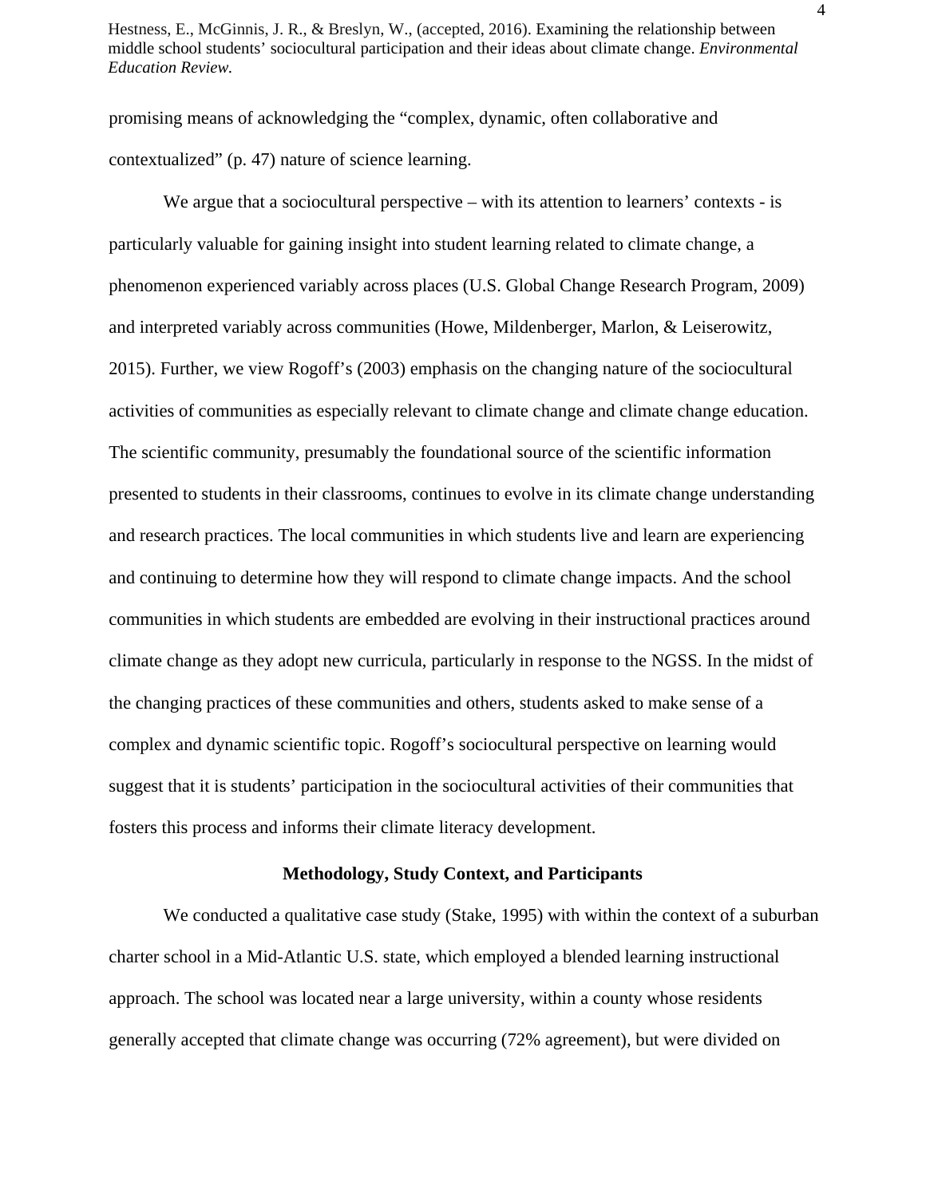promising means of acknowledging the "complex, dynamic, often collaborative and contextualized" (p. 47) nature of science learning.

We argue that a sociocultural perspective – with its attention to learners' contexts - is particularly valuable for gaining insight into student learning related to climate change, a phenomenon experienced variably across places (U.S. Global Change Research Program, 2009) and interpreted variably across communities (Howe, Mildenberger, Marlon, & Leiserowitz, 2015). Further, we view Rogoff's (2003) emphasis on the changing nature of the sociocultural activities of communities as especially relevant to climate change and climate change education. The scientific community, presumably the foundational source of the scientific information presented to students in their classrooms, continues to evolve in its climate change understanding and research practices. The local communities in which students live and learn are experiencing and continuing to determine how they will respond to climate change impacts. And the school communities in which students are embedded are evolving in their instructional practices around climate change as they adopt new curricula, particularly in response to the NGSS. In the midst of the changing practices of these communities and others, students asked to make sense of a complex and dynamic scientific topic. Rogoff's sociocultural perspective on learning would suggest that it is students' participation in the sociocultural activities of their communities that fosters this process and informs their climate literacy development.

## Methodology, Study Context, and Participants

We conducted a qualitative case study (Stake, 1995) with within the context of a suburban charter school in a Mid-Atlantic U.S. state, which employed a blended learning instructional approach. The school was located near a large university, within a county whose residents generally accepted that climate change was occurring (72% agreement), but were divided on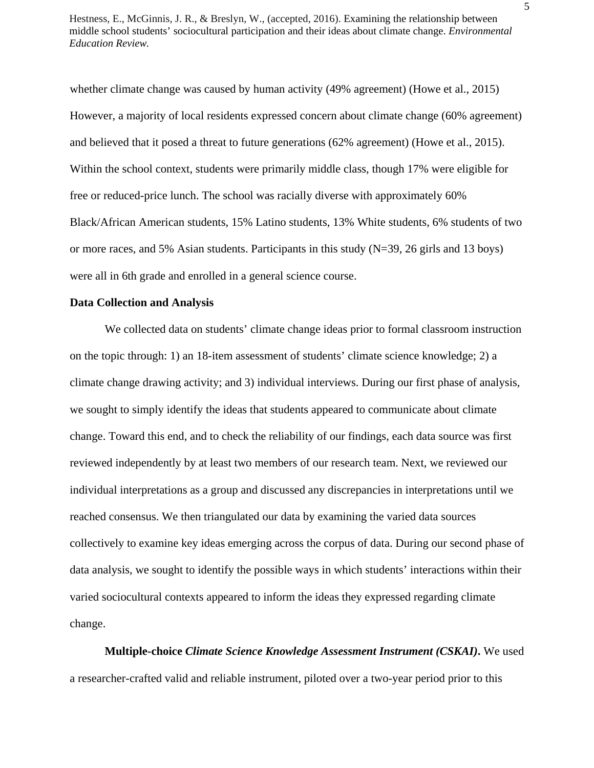whether climate change was caused by human activity (49% agreement) (Howe et al., 2015) However, a majority of local residents expressed concern about climate change (60% agreement) and believed that it posed a threat to future generations (62% agreement) (Howe et al., 2015). Within the school context, students were primarily middle class, though 17% were eligible for free or reduced-price lunch. The school was racially diverse with approximately 60% Black/African American students, 15% Latino students, 13% White students, 6% students of two or more races, and 5% Asian students. Participants in this study (N=39, 26 girls and 13 boys) were all in 6th grade and enrolled in a general science course.

**Data Collection and Analysis**

We collected data on students' climate change ideas prior to formal classroom instruction on the topic through: 1) an 18-item assessment of students' climate science knowledge; 2) a climate change drawing activity; and 3) individual interviews. During our first phase of analysis, we sought to simply identify the ideas that students appeared to communicate about climate change. Toward this end, and to check the reliability of our findings, each data source was first reviewed independently by at least two members of our research team. Next, we reviewed our individual interpretations as a group and discussed any discrepancies in interpretations until we reached consensus. We then triangulated our data by examining the varied data sources collectively to examine key ideas emerging across the corpus of data. During our second phase of data analysis, we sought to identify the possible ways in which students' interactions within their varied sociocultural contexts appeared to inform the ideas they expressed regarding climate change.

**Multiple-choice *Climate Science Knowledge Assessment Instrument (CSKAI)*.** We used a researcher-crafted valid and reliable instrument, piloted over a two-year period prior to this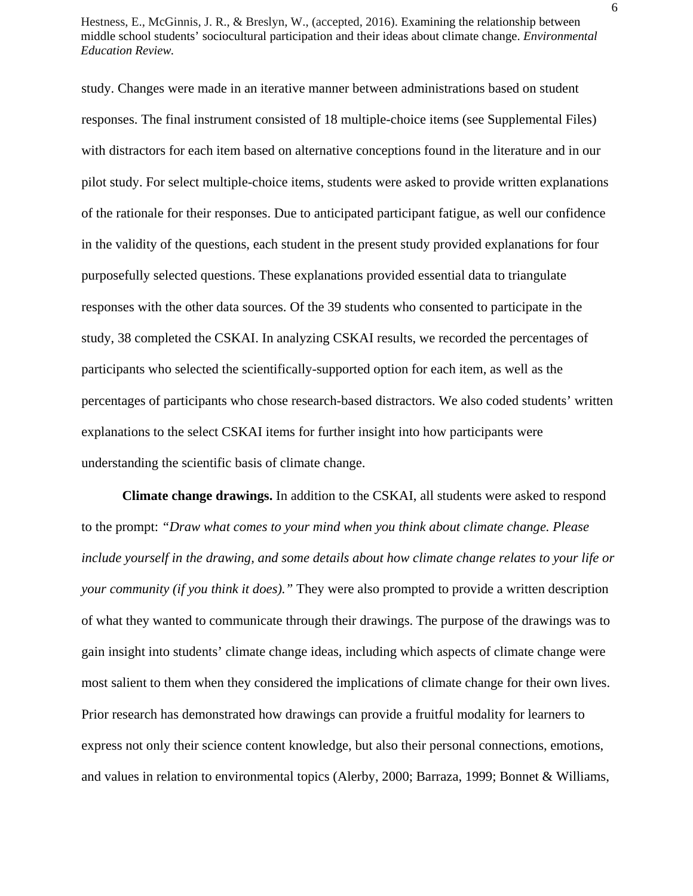study. Changes were made in an iterative manner between administrations based on student responses. The final instrument consisted of 18 multiple-choice items (see Supplemental Files) with distractors for each item based on alternative conceptions found in the literature and in our pilot study. For select multiple-choice items, students were asked to provide written explanations of the rationale for their responses. Due to anticipated participant fatigue, as well our confidence in the validity of the questions, each student in the present study provided explanations for four purposefully selected questions. These explanations provided essential data to triangulate responses with the other data sources. Of the 39 students who consented to participate in the study, 38 completed the CSKAI. In analyzing CSKAI results, we recorded the percentages of participants who selected the scientifically-supported option for each item, as well as the percentages of participants who chose research-based distractors. We also coded students' written explanations to the select CSKAI items for further insight into how participants were understanding the scientific basis of climate change.

**Climate change drawings.** In addition to the CSKAI, all students were asked to respond to the prompt: *"Draw what comes to your mind when you think about climate change. Please include yourself in the drawing, and some details about how climate change relates to your life or your community (if you think it does)."* They were also prompted to provide a written description of what they wanted to communicate through their drawings. The purpose of the drawings was to gain insight into students' climate change ideas, including which aspects of climate change were most salient to them when they considered the implications of climate change for their own lives. Prior research has demonstrated how drawings can provide a fruitful modality for learners to express not only their science content knowledge, but also their personal connections, emotions, and values in relation to environmental topics (Alerby, 2000; Barraza, 1999; Bonnet & Williams,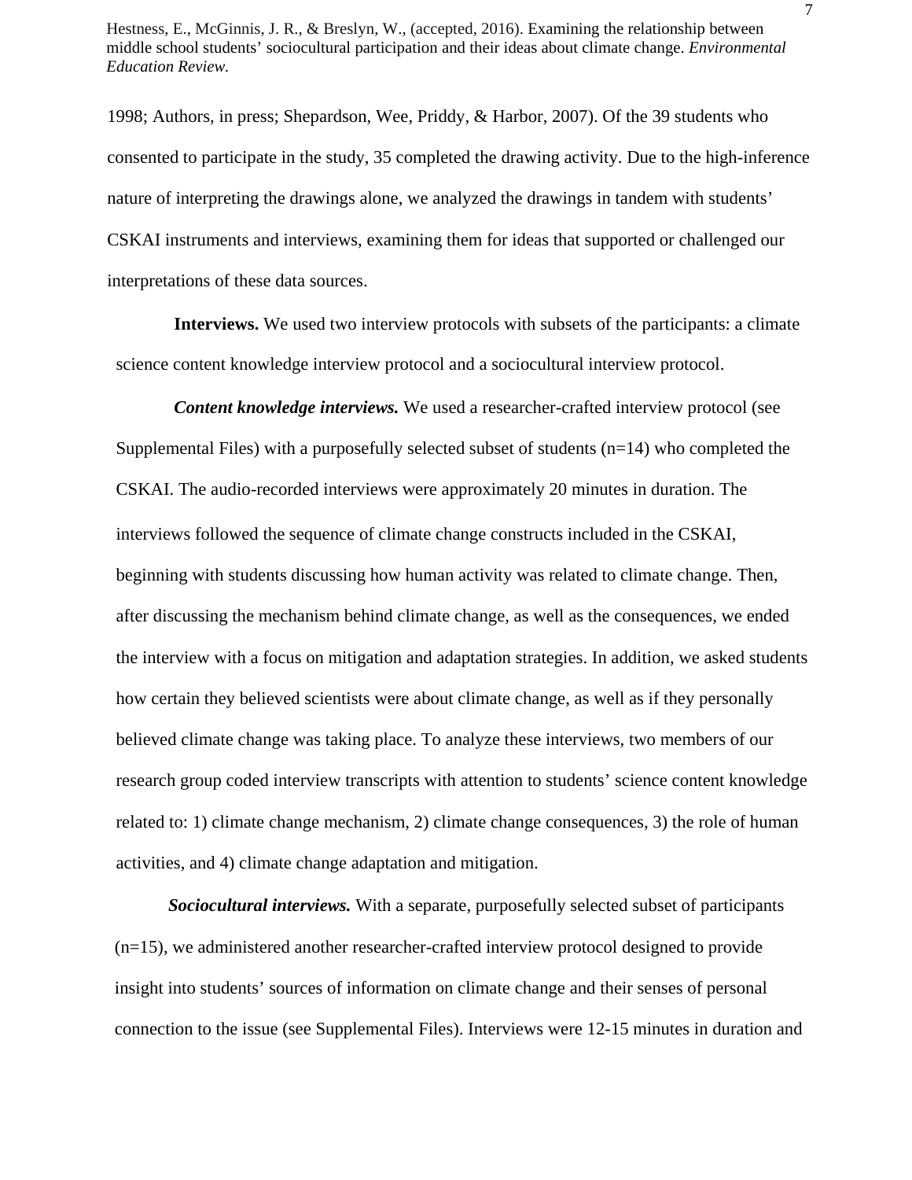1998; Authors, in press; Shepardson, Wee, Priddy, & Harbor, 2007). Of the 39 students who consented to participate in the study, 35 completed the drawing activity. Due to the high-inference nature of interpreting the drawings alone, we analyzed the drawings in tandem with students' CSKAI instruments and interviews, examining them for ideas that supported or challenged our interpretations of these data sources.

**Interviews.** We used two interview protocols with subsets of the participants: a climate science content knowledge interview protocol and a sociocultural interview protocol.

***Content knowledge interviews.*** We used a researcher-crafted interview protocol (see Supplemental Files) with a purposefully selected subset of students (n=14) who completed the CSKAI. The audio-recorded interviews were approximately 20 minutes in duration. The interviews followed the sequence of climate change constructs included in the CSKAI, beginning with students discussing how human activity was related to climate change. Then, after discussing the mechanism behind climate change, as well as the consequences, we ended the interview with a focus on mitigation and adaptation strategies. In addition, we asked students how certain they believed scientists were about climate change, as well as if they personally believed climate change was taking place. To analyze these interviews, two members of our research group coded interview transcripts with attention to students' science content knowledge related to: 1) climate change mechanism, 2) climate change consequences, 3) the role of human activities, and 4) climate change adaptation and mitigation.

***Sociocultural interviews.*** With a separate, purposefully selected subset of participants (n=15), we administered another researcher-crafted interview protocol designed to provide insight into students' sources of information on climate change and their senses of personal connection to the issue (see Supplemental Files). Interviews were 12-15 minutes in duration and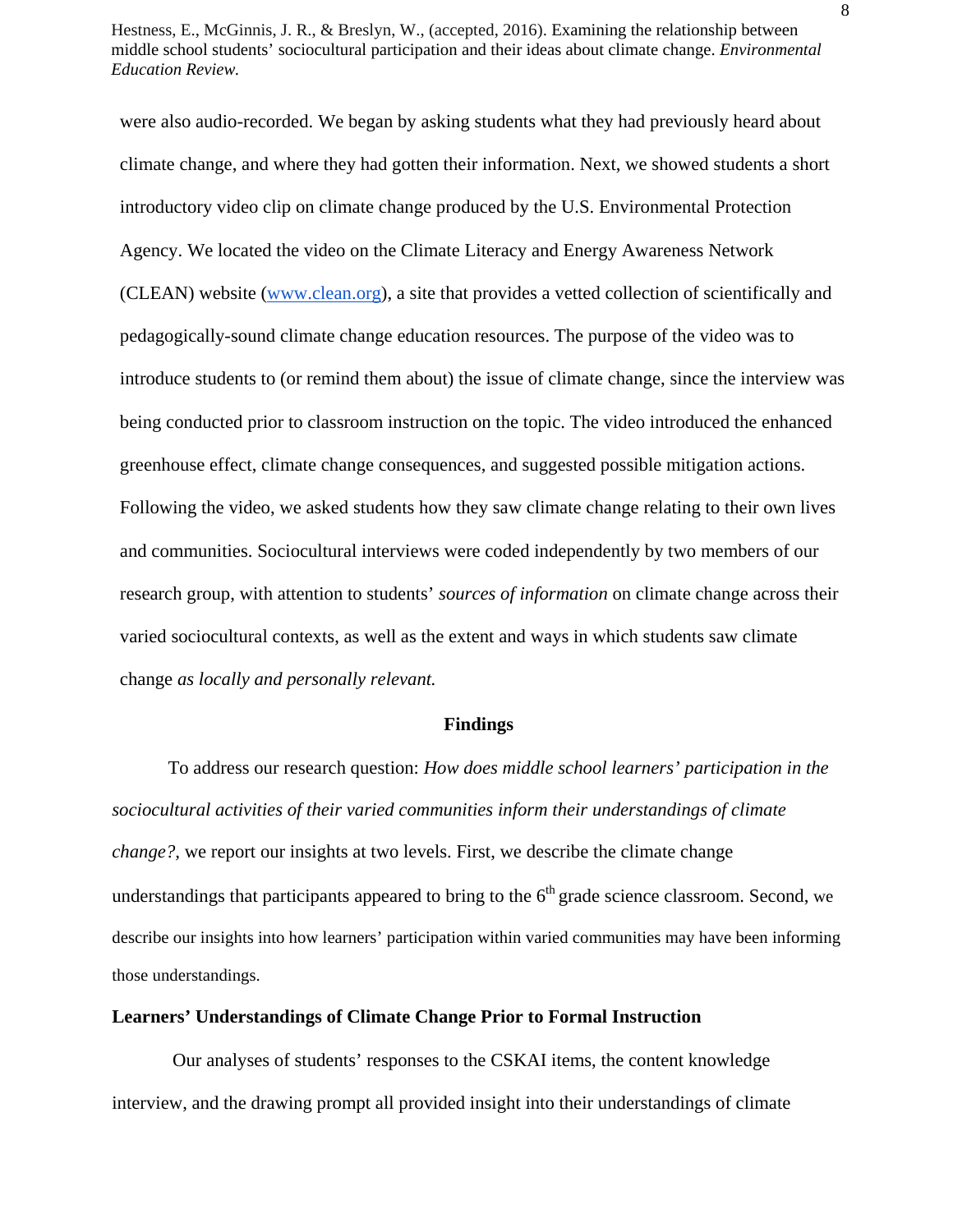were also audio-recorded. We began by asking students what they had previously heard about climate change, and where they had gotten their information. Next, we showed students a short introductory video clip on climate change produced by the U.S. Environmental Protection Agency. We located the video on the Climate Literacy and Energy Awareness Network (CLEAN) website (www.clean.org), a site that provides a vetted collection of scientifically and pedagogically-sound climate change education resources. The purpose of the video was to introduce students to (or remind them about) the issue of climate change, since the interview was being conducted prior to classroom instruction on the topic. The video introduced the enhanced greenhouse effect, climate change consequences, and suggested possible mitigation actions. Following the video, we asked students how they saw climate change relating to their own lives and communities. Sociocultural interviews were coded independently by two members of our research group, with attention to students' *sources of information* on climate change across their varied sociocultural contexts, as well as the extent and ways in which students saw climate change *as locally and personally relevant.*

## Findings

To address our research question: *How does middle school learners' participation in the sociocultural activities of their varied communities inform their understandings of climate change?,* we report our insights at two levels. First, we describe the climate change understandings that participants appeared to bring to the 6th grade science classroom. Second, we describe our insights into how learners' participation within varied communities may have been informing those understandings.

### Learners' Understandings of Climate Change Prior to Formal Instruction

Our analyses of students' responses to the CSKAI items, the content knowledge interview, and the drawing prompt all provided insight into their understandings of climate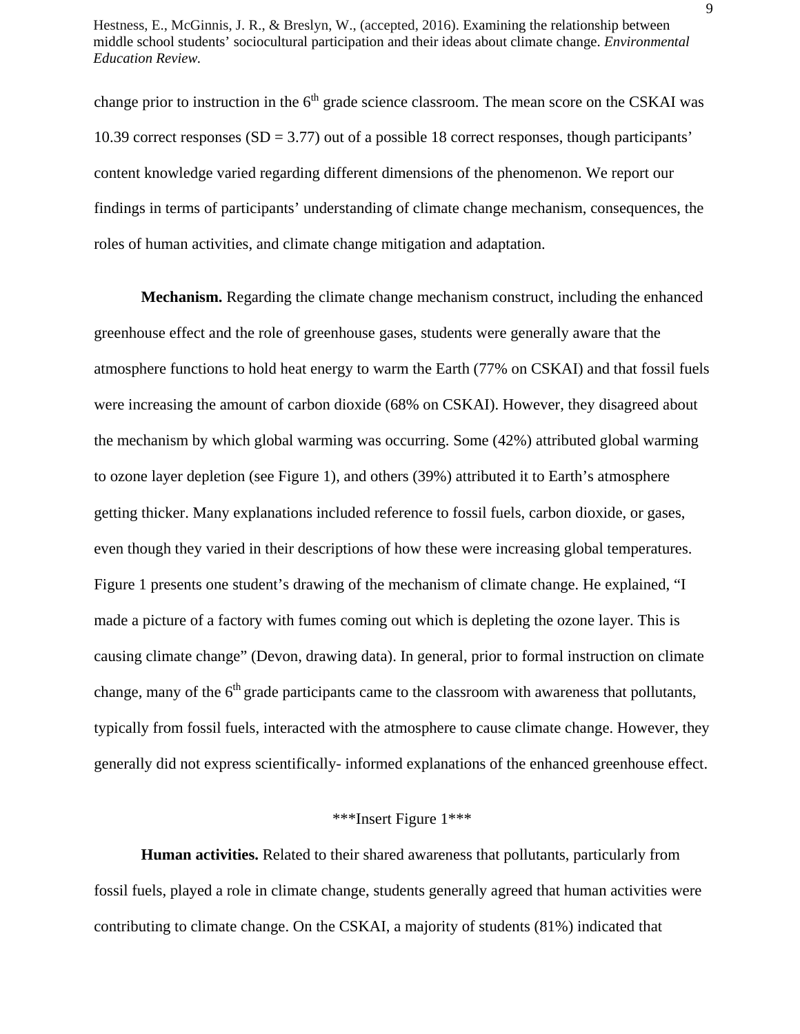change prior to instruction in the 6th grade science classroom. The mean score on the CSKAI was 10.39 correct responses (SD = 3.77) out of a possible 18 correct responses, though participants' content knowledge varied regarding different dimensions of the phenomenon. We report our findings in terms of participants' understanding of climate change mechanism, consequences, the roles of human activities, and climate change mitigation and adaptation.

**Mechanism.** Regarding the climate change mechanism construct, including the enhanced greenhouse effect and the role of greenhouse gases, students were generally aware that the atmosphere functions to hold heat energy to warm the Earth (77% on CSKAI) and that fossil fuels were increasing the amount of carbon dioxide (68% on CSKAI). However, they disagreed about the mechanism by which global warming was occurring. Some (42%) attributed global warming to ozone layer depletion (see Figure 1), and others (39%) attributed it to Earth's atmosphere getting thicker. Many explanations included reference to fossil fuels, carbon dioxide, or gases, even though they varied in their descriptions of how these were increasing global temperatures. Figure 1 presents one student's drawing of the mechanism of climate change. He explained, "I made a picture of a factory with fumes coming out which is depleting the ozone layer. This is causing climate change" (Devon, drawing data). In general, prior to formal instruction on climate change, many of the 6th grade participants came to the classroom with awareness that pollutants, typically from fossil fuels, interacted with the atmosphere to cause climate change. However, they generally did not express scientifically- informed explanations of the enhanced greenhouse effect.

***Insert Figure 1***

**Human activities.** Related to their shared awareness that pollutants, particularly from fossil fuels, played a role in climate change, students generally agreed that human activities were contributing to climate change. On the CSKAI, a majority of students (81%) indicated that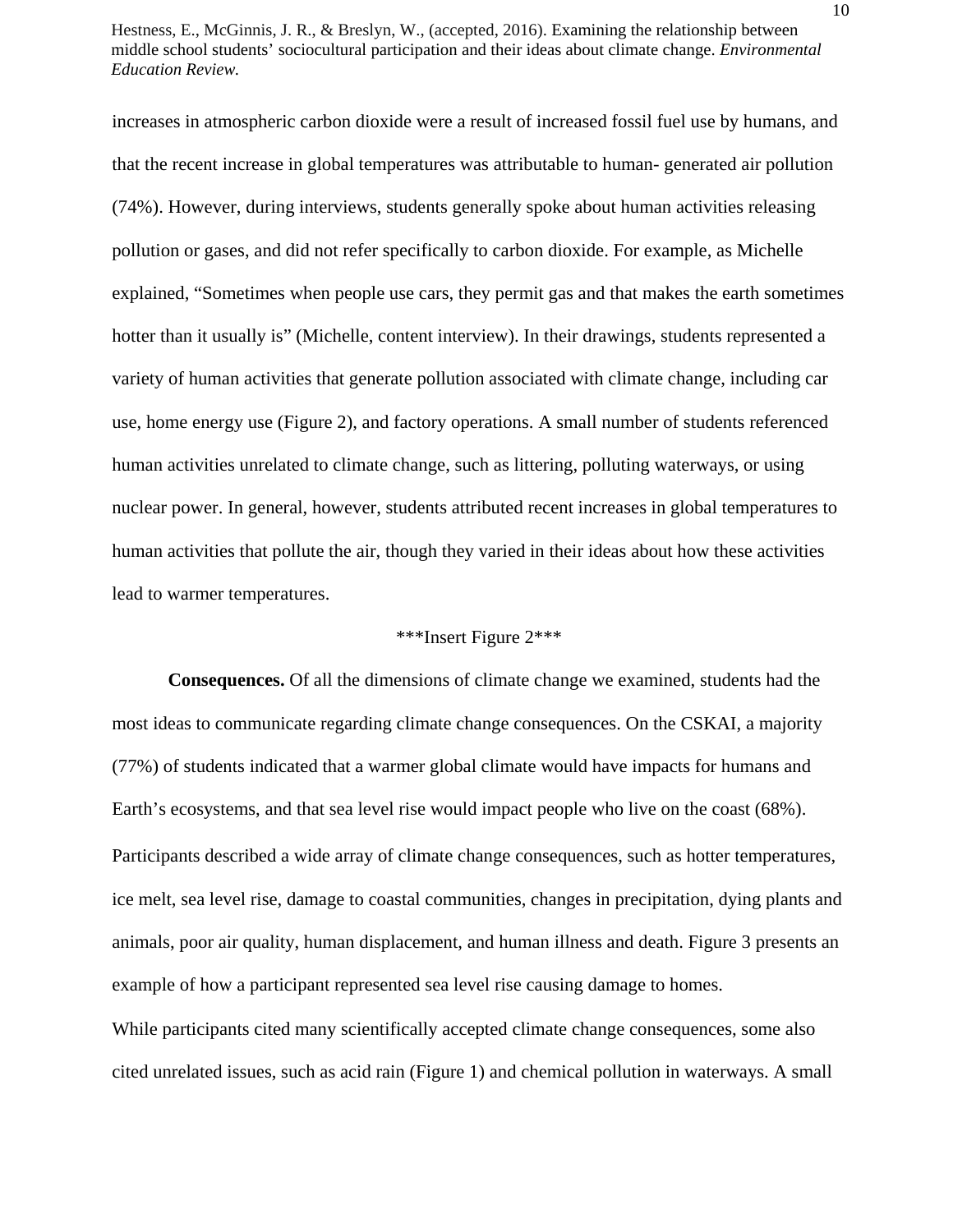increases in atmospheric carbon dioxide were a result of increased fossil fuel use by humans, and that the recent increase in global temperatures was attributable to human- generated air pollution (74%). However, during interviews, students generally spoke about human activities releasing pollution or gases, and did not refer specifically to carbon dioxide. For example, as Michelle explained, "Sometimes when people use cars, they permit gas and that makes the earth sometimes hotter than it usually is" (Michelle, content interview). In their drawings, students represented a variety of human activities that generate pollution associated with climate change, including car use, home energy use (Figure 2), and factory operations. A small number of students referenced human activities unrelated to climate change, such as littering, polluting waterways, or using nuclear power. In general, however, students attributed recent increases in global temperatures to human activities that pollute the air, though they varied in their ideas about how these activities lead to warmer temperatures.

***Insert Figure 2***

**Consequences.** Of all the dimensions of climate change we examined, students had the most ideas to communicate regarding climate change consequences. On the CSKAI, a majority (77%) of students indicated that a warmer global climate would have impacts for humans and Earth's ecosystems, and that sea level rise would impact people who live on the coast (68%). Participants described a wide array of climate change consequences, such as hotter temperatures, ice melt, sea level rise, damage to coastal communities, changes in precipitation, dying plants and animals, poor air quality, human displacement, and human illness and death. Figure 3 presents an example of how a participant represented sea level rise causing damage to homes.

While participants cited many scientifically accepted climate change consequences, some also cited unrelated issues, such as acid rain (Figure 1) and chemical pollution in waterways. A small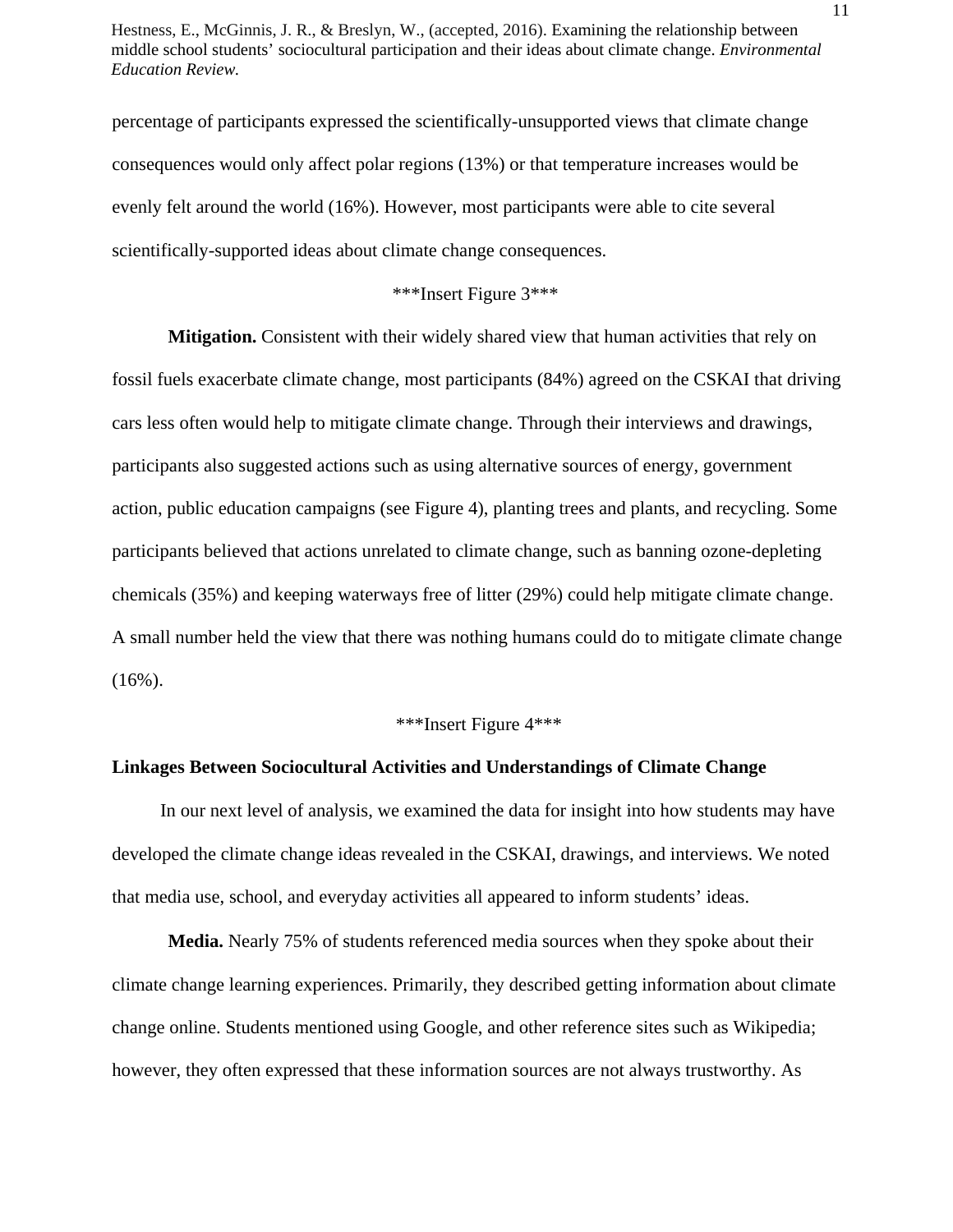percentage of participants expressed the scientifically-unsupported views that climate change consequences would only affect polar regions (13%) or that temperature increases would be evenly felt around the world (16%). However, most participants were able to cite several scientifically-supported ideas about climate change consequences.

***Insert Figure 3***

**Mitigation.** Consistent with their widely shared view that human activities that rely on fossil fuels exacerbate climate change, most participants (84%) agreed on the CSKAI that driving cars less often would help to mitigate climate change. Through their interviews and drawings, participants also suggested actions such as using alternative sources of energy, government action, public education campaigns (see Figure 4), planting trees and plants, and recycling. Some participants believed that actions unrelated to climate change, such as banning ozone-depleting chemicals (35%) and keeping waterways free of litter (29%) could help mitigate climate change. A small number held the view that there was nothing humans could do to mitigate climate change (16%).

***Insert Figure 4***

### Linkages Between Sociocultural Activities and Understandings of Climate Change

In our next level of analysis, we examined the data for insight into how students may have developed the climate change ideas revealed in the CSKAI, drawings, and interviews. We noted that media use, school, and everyday activities all appeared to inform students' ideas.

**Media.** Nearly 75% of students referenced media sources when they spoke about their climate change learning experiences. Primarily, they described getting information about climate change online. Students mentioned using Google, and other reference sites such as Wikipedia; however, they often expressed that these information sources are not always trustworthy. As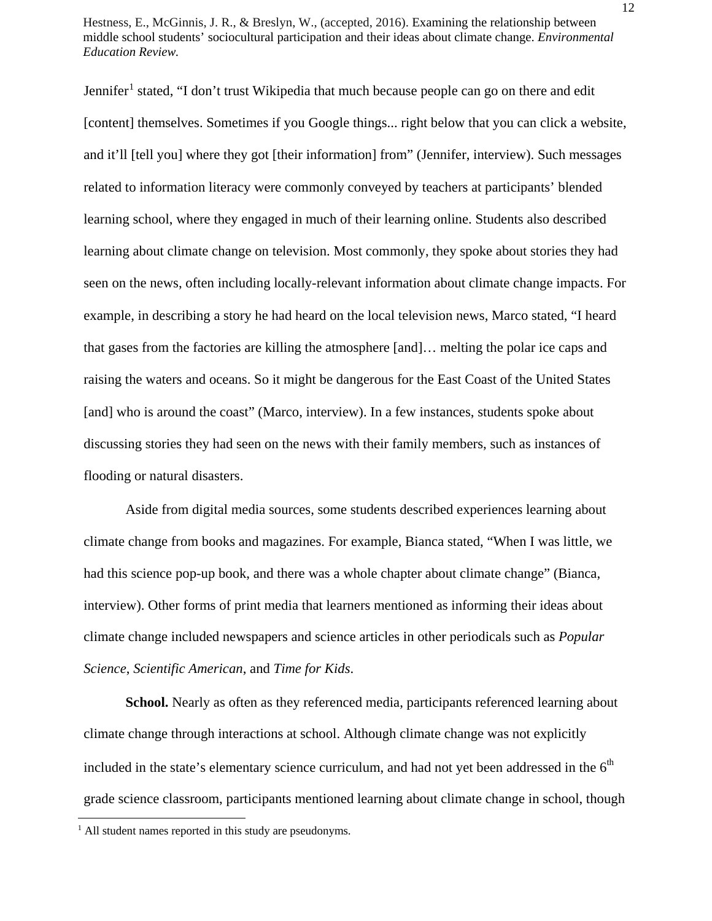Jennifer[1] stated, "I don't trust Wikipedia that much because people can go on there and edit [content] themselves. Sometimes if you Google things... right below that you can click a website, and it'll [tell you] where they got [their information] from" (Jennifer, interview). Such messages related to information literacy were commonly conveyed by teachers at participants' blended learning school, where they engaged in much of their learning online. Students also described learning about climate change on television. Most commonly, they spoke about stories they had seen on the news, often including locally-relevant information about climate change impacts. For example, in describing a story he had heard on the local television news, Marco stated, "I heard that gases from the factories are killing the atmosphere [and]… melting the polar ice caps and raising the waters and oceans. So it might be dangerous for the East Coast of the United States [and] who is around the coast" (Marco, interview). In a few instances, students spoke about discussing stories they had seen on the news with their family members, such as instances of flooding or natural disasters.

Aside from digital media sources, some students described experiences learning about climate change from books and magazines. For example, Bianca stated, "When I was little, we had this science pop-up book, and there was a whole chapter about climate change" (Bianca, interview). Other forms of print media that learners mentioned as informing their ideas about climate change included newspapers and science articles in other periodicals such as *Popular Science*, *Scientific American*, and *Time for Kids*.

**School.** Nearly as often as they referenced media, participants referenced learning about climate change through interactions at school. Although climate change was not explicitly included in the state's elementary science curriculum, and had not yet been addressed in the 6th grade science classroom, participants mentioned learning about climate change in school, though

[1] All student names reported in this study are pseudonyms.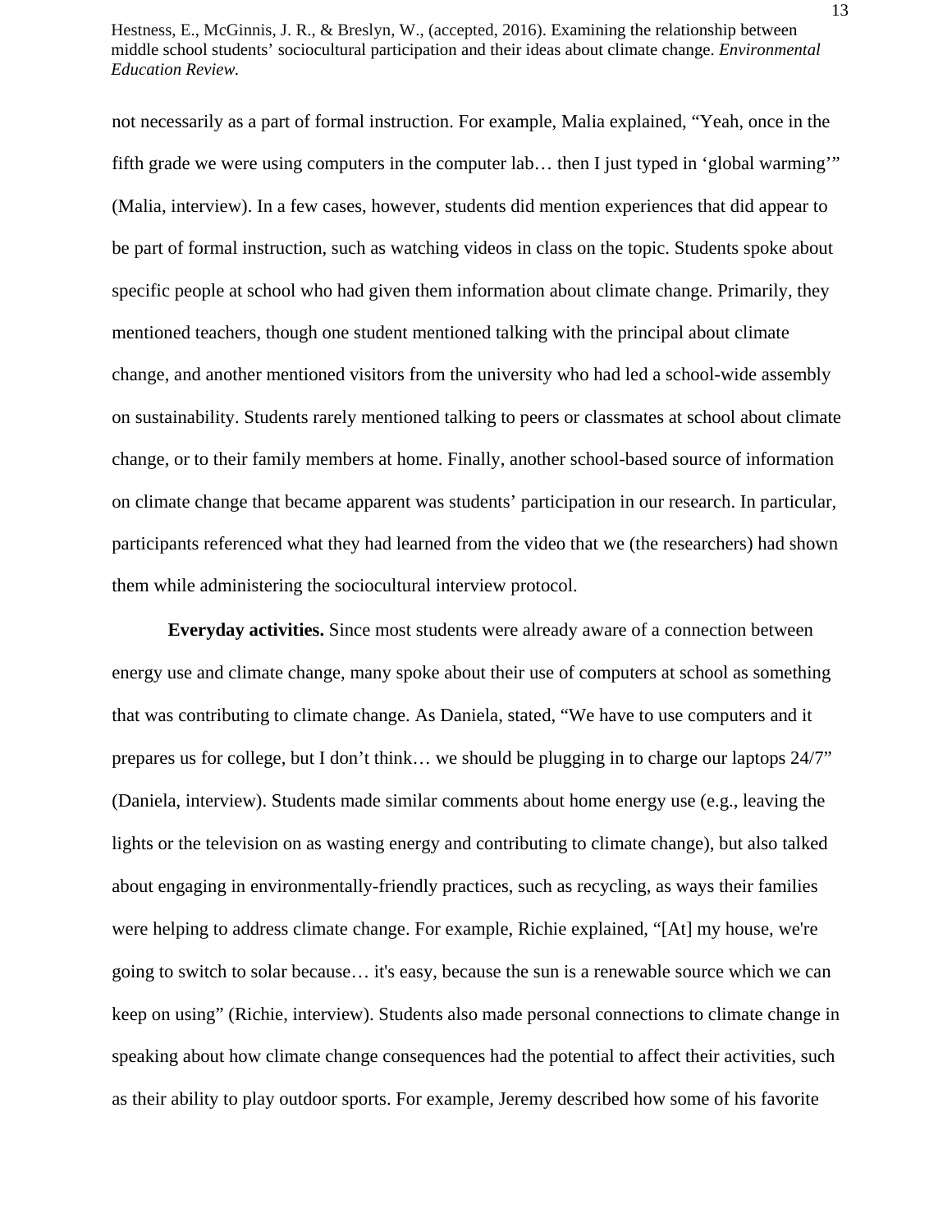not necessarily as a part of formal instruction. For example, Malia explained, "Yeah, once in the fifth grade we were using computers in the computer lab… then I just typed in 'global warming'" (Malia, interview). In a few cases, however, students did mention experiences that did appear to be part of formal instruction, such as watching videos in class on the topic. Students spoke about specific people at school who had given them information about climate change. Primarily, they mentioned teachers, though one student mentioned talking with the principal about climate change, and another mentioned visitors from the university who had led a school-wide assembly on sustainability. Students rarely mentioned talking to peers or classmates at school about climate change, or to their family members at home. Finally, another school-based source of information on climate change that became apparent was students' participation in our research. In particular, participants referenced what they had learned from the video that we (the researchers) had shown them while administering the sociocultural interview protocol.

**Everyday activities.** Since most students were already aware of a connection between energy use and climate change, many spoke about their use of computers at school as something that was contributing to climate change. As Daniela, stated, "We have to use computers and it prepares us for college, but I don't think… we should be plugging in to charge our laptops 24/7" (Daniela, interview). Students made similar comments about home energy use (e.g., leaving the lights or the television on as wasting energy and contributing to climate change), but also talked about engaging in environmentally-friendly practices, such as recycling, as ways their families were helping to address climate change. For example, Richie explained, "[At] my house, we're going to switch to solar because… it's easy, because the sun is a renewable source which we can keep on using" (Richie, interview). Students also made personal connections to climate change in speaking about how climate change consequences had the potential to affect their activities, such as their ability to play outdoor sports. For example, Jeremy described how some of his favorite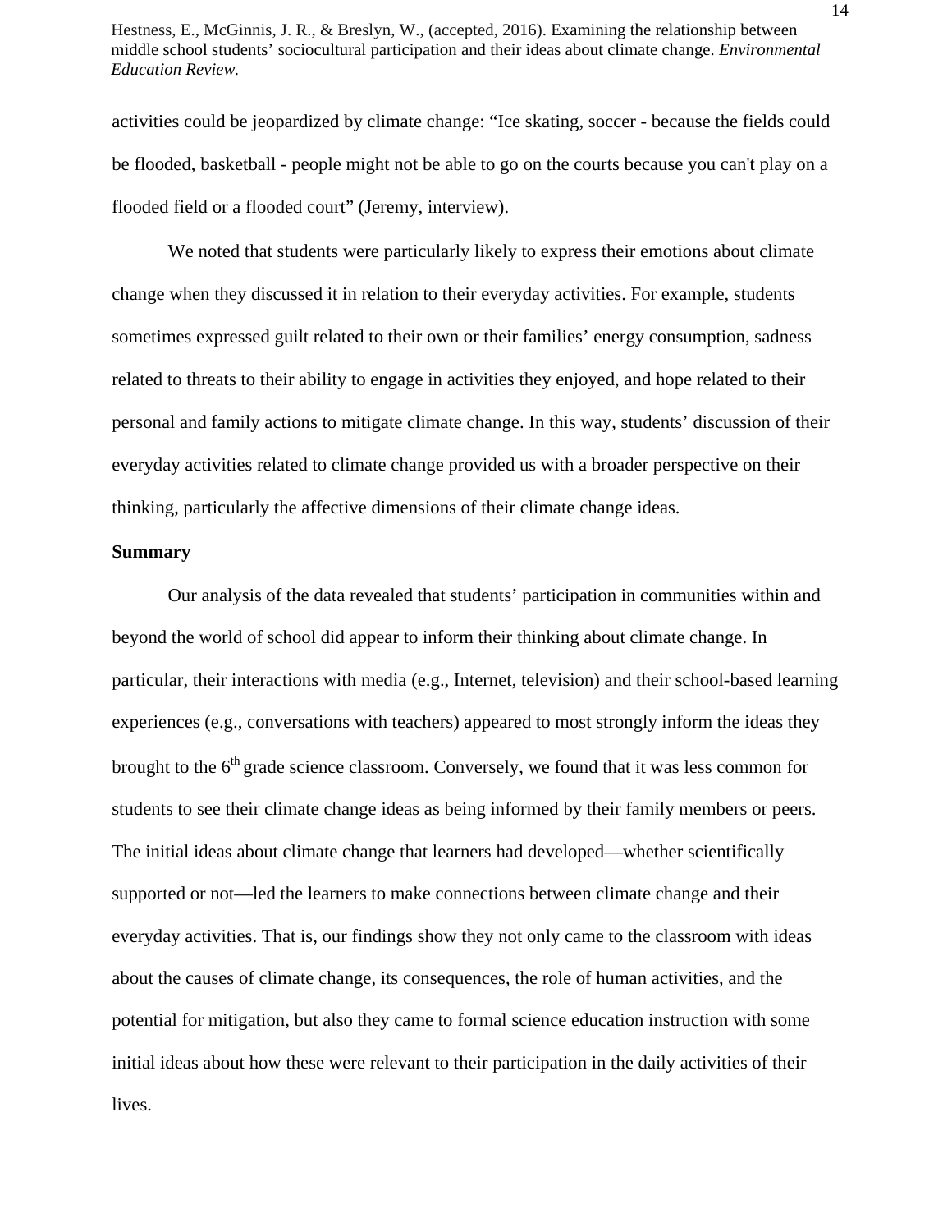activities could be jeopardized by climate change: “Ice skating, soccer - because the fields could be flooded, basketball - people might not be able to go on the courts because you can't play on a flooded field or a flooded court” (Jeremy, interview).

We noted that students were particularly likely to express their emotions about climate change when they discussed it in relation to their everyday activities. For example, students sometimes expressed guilt related to their own or their families’ energy consumption, sadness related to threats to their ability to engage in activities they enjoyed, and hope related to their personal and family actions to mitigate climate change. In this way, students’ discussion of their everyday activities related to climate change provided us with a broader perspective on their thinking, particularly the affective dimensions of their climate change ideas.

**Summary**

Our analysis of the data revealed that students’ participation in communities within and beyond the world of school did appear to inform their thinking about climate change. In particular, their interactions with media (e.g., Internet, television) and their school-based learning experiences (e.g., conversations with teachers) appeared to most strongly inform the ideas they brought to the 6th grade science classroom. Conversely, we found that it was less common for students to see their climate change ideas as being informed by their family members or peers. The initial ideas about climate change that learners had developed—whether scientifically supported or not—led the learners to make connections between climate change and their everyday activities. That is, our findings show they not only came to the classroom with ideas about the causes of climate change, its consequences, the role of human activities, and the potential for mitigation, but also they came to formal science education instruction with some initial ideas about how these were relevant to their participation in the daily activities of their lives.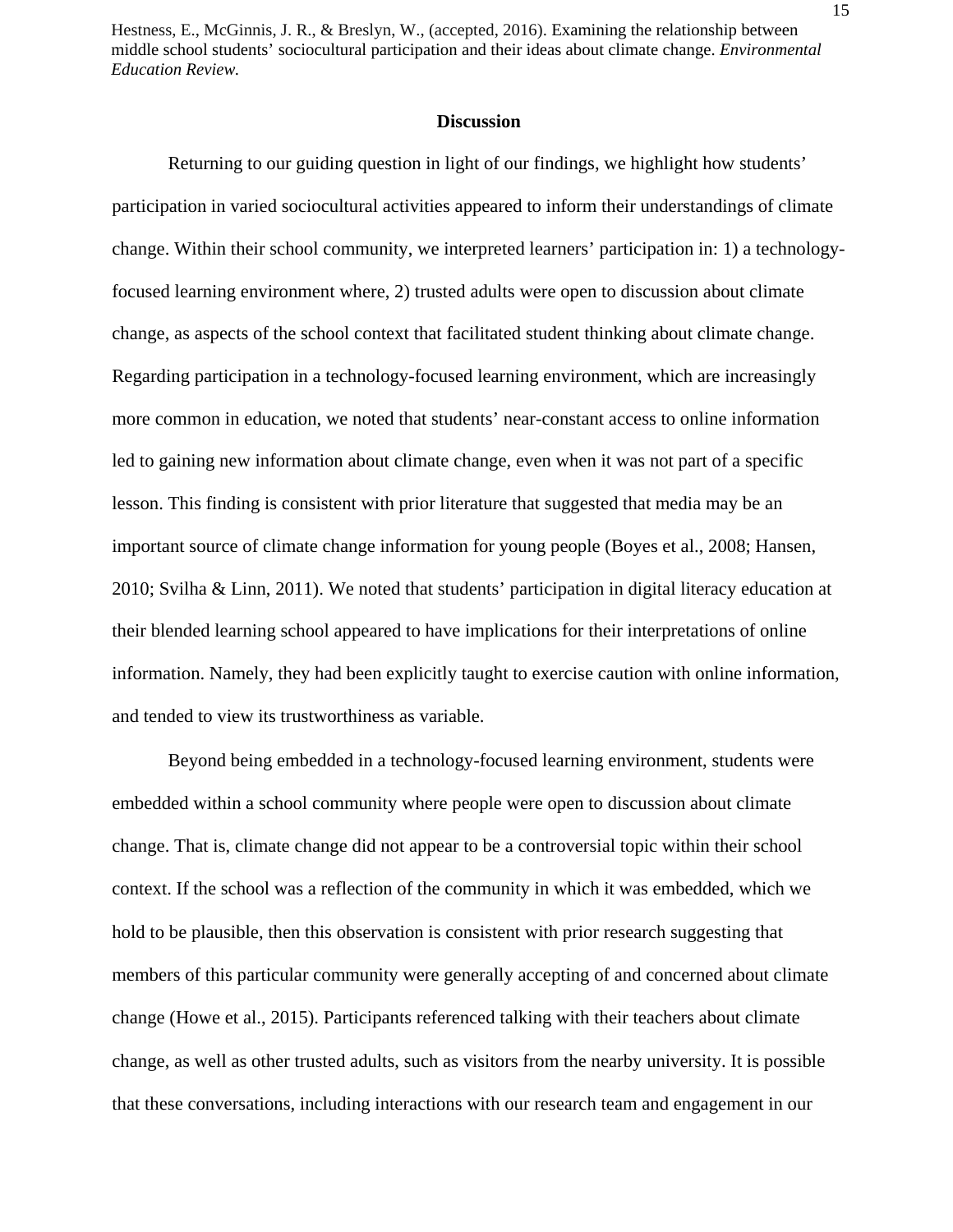## Discussion

Returning to our guiding question in light of our findings, we highlight how students' participation in varied sociocultural activities appeared to inform their understandings of climate change. Within their school community, we interpreted learners' participation in: 1) a technology-focused learning environment where, 2) trusted adults were open to discussion about climate change, as aspects of the school context that facilitated student thinking about climate change. Regarding participation in a technology-focused learning environment, which are increasingly more common in education, we noted that students' near-constant access to online information led to gaining new information about climate change, even when it was not part of a specific lesson. This finding is consistent with prior literature that suggested that media may be an important source of climate change information for young people (Boyes et al., 2008; Hansen, 2010; Svilha & Linn, 2011). We noted that students' participation in digital literacy education at their blended learning school appeared to have implications for their interpretations of online information. Namely, they had been explicitly taught to exercise caution with online information, and tended to view its trustworthiness as variable.

Beyond being embedded in a technology-focused learning environment, students were embedded within a school community where people were open to discussion about climate change. That is, climate change did not appear to be a controversial topic within their school context. If the school was a reflection of the community in which it was embedded, which we hold to be plausible, then this observation is consistent with prior research suggesting that members of this particular community were generally accepting of and concerned about climate change (Howe et al., 2015). Participants referenced talking with their teachers about climate change, as well as other trusted adults, such as visitors from the nearby university. It is possible that these conversations, including interactions with our research team and engagement in our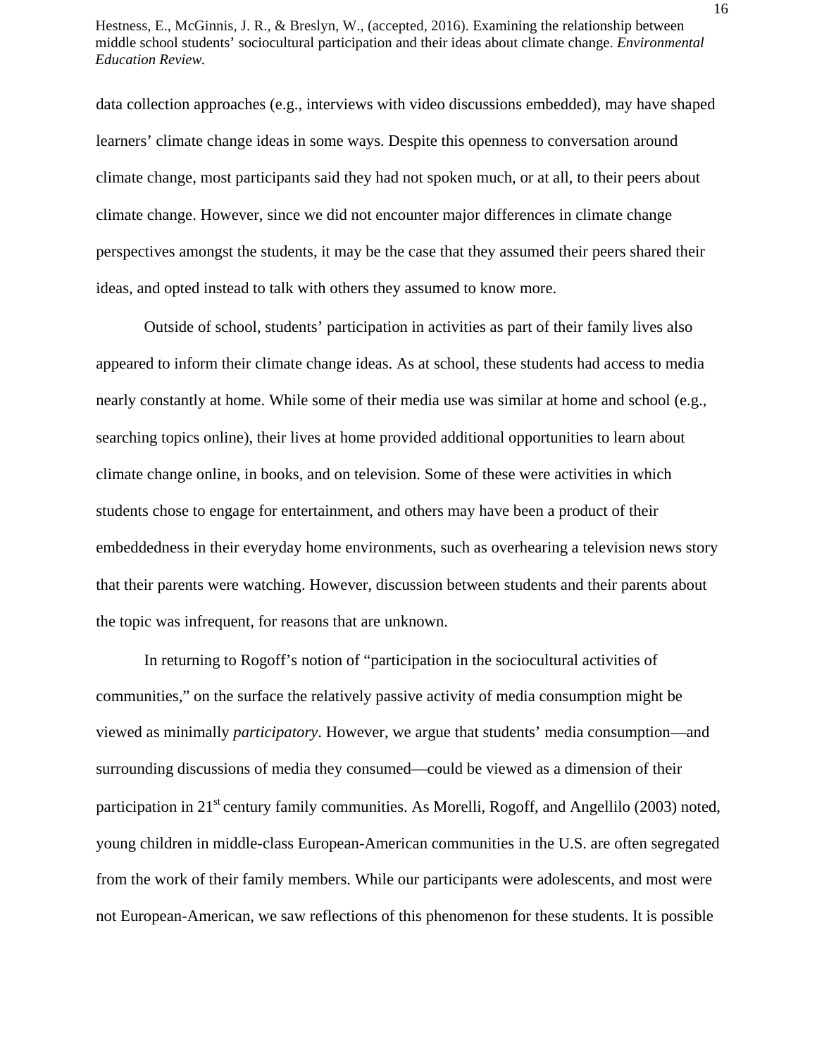data collection approaches (e.g., interviews with video discussions embedded), may have shaped learners' climate change ideas in some ways. Despite this openness to conversation around climate change, most participants said they had not spoken much, or at all, to their peers about climate change. However, since we did not encounter major differences in climate change perspectives amongst the students, it may be the case that they assumed their peers shared their ideas, and opted instead to talk with others they assumed to know more.

Outside of school, students' participation in activities as part of their family lives also appeared to inform their climate change ideas. As at school, these students had access to media nearly constantly at home. While some of their media use was similar at home and school (e.g., searching topics online), their lives at home provided additional opportunities to learn about climate change online, in books, and on television. Some of these were activities in which students chose to engage for entertainment, and others may have been a product of their embeddedness in their everyday home environments, such as overhearing a television news story that their parents were watching. However, discussion between students and their parents about the topic was infrequent, for reasons that are unknown.

In returning to Rogoff's notion of "participation in the sociocultural activities of communities," on the surface the relatively passive activity of media consumption might be viewed as minimally *participatory*. However, we argue that students' media consumption—and surrounding discussions of media they consumed—could be viewed as a dimension of their participation in 21st century family communities. As Morelli, Rogoff, and Angellilo (2003) noted, young children in middle-class European-American communities in the U.S. are often segregated from the work of their family members. While our participants were adolescents, and most were not European-American, we saw reflections of this phenomenon for these students. It is possible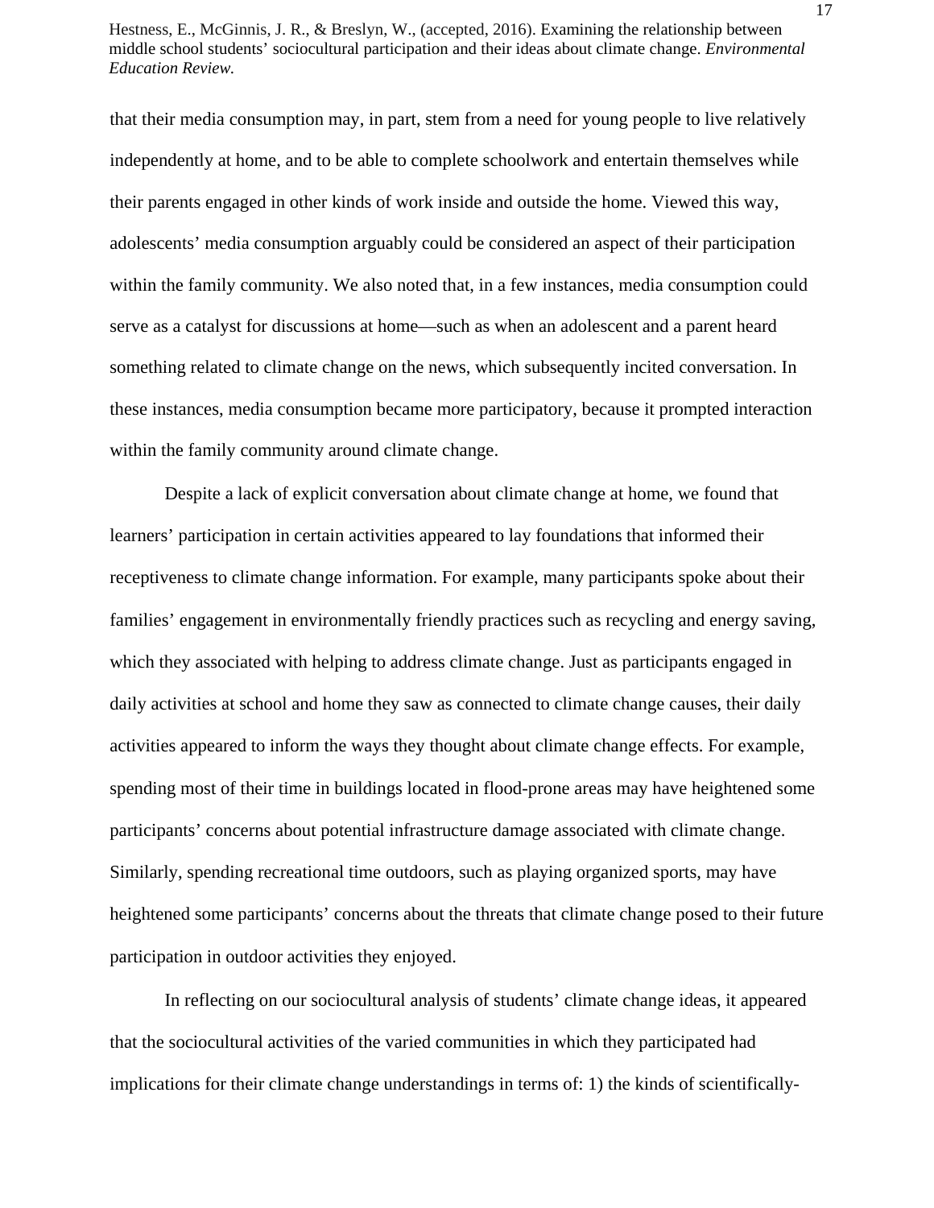that their media consumption may, in part, stem from a need for young people to live relatively independently at home, and to be able to complete schoolwork and entertain themselves while their parents engaged in other kinds of work inside and outside the home. Viewed this way, adolescents' media consumption arguably could be considered an aspect of their participation within the family community. We also noted that, in a few instances, media consumption could serve as a catalyst for discussions at home—such as when an adolescent and a parent heard something related to climate change on the news, which subsequently incited conversation. In these instances, media consumption became more participatory, because it prompted interaction within the family community around climate change.

Despite a lack of explicit conversation about climate change at home, we found that learners' participation in certain activities appeared to lay foundations that informed their receptiveness to climate change information. For example, many participants spoke about their families' engagement in environmentally friendly practices such as recycling and energy saving, which they associated with helping to address climate change. Just as participants engaged in daily activities at school and home they saw as connected to climate change causes, their daily activities appeared to inform the ways they thought about climate change effects. For example, spending most of their time in buildings located in flood-prone areas may have heightened some participants' concerns about potential infrastructure damage associated with climate change. Similarly, spending recreational time outdoors, such as playing organized sports, may have heightened some participants' concerns about the threats that climate change posed to their future participation in outdoor activities they enjoyed.

In reflecting on our sociocultural analysis of students' climate change ideas, it appeared that the sociocultural activities of the varied communities in which they participated had implications for their climate change understandings in terms of: 1) the kinds of scientifically-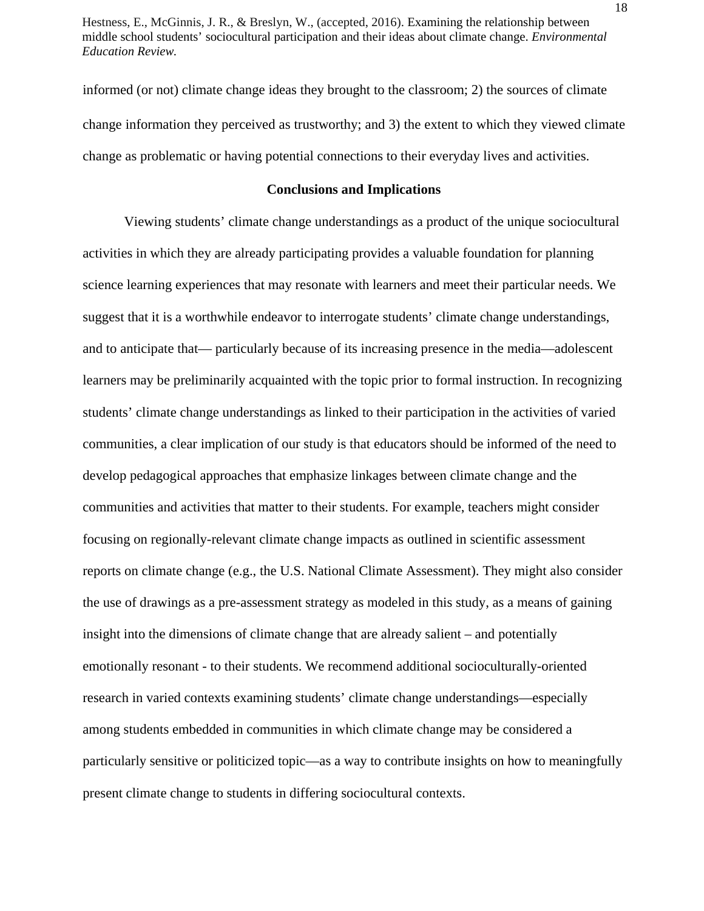informed (or not) climate change ideas they brought to the classroom; 2) the sources of climate change information they perceived as trustworthy; and 3) the extent to which they viewed climate change as problematic or having potential connections to their everyday lives and activities.

## Conclusions and Implications

Viewing students' climate change understandings as a product of the unique sociocultural activities in which they are already participating provides a valuable foundation for planning science learning experiences that may resonate with learners and meet their particular needs. We suggest that it is a worthwhile endeavor to interrogate students' climate change understandings, and to anticipate that— particularly because of its increasing presence in the media—adolescent learners may be preliminarily acquainted with the topic prior to formal instruction. In recognizing students' climate change understandings as linked to their participation in the activities of varied communities, a clear implication of our study is that educators should be informed of the need to develop pedagogical approaches that emphasize linkages between climate change and the communities and activities that matter to their students. For example, teachers might consider focusing on regionally-relevant climate change impacts as outlined in scientific assessment reports on climate change (e.g., the U.S. National Climate Assessment). They might also consider the use of drawings as a pre-assessment strategy as modeled in this study, as a means of gaining insight into the dimensions of climate change that are already salient – and potentially emotionally resonant - to their students. We recommend additional socioculturally-oriented research in varied contexts examining students' climate change understandings—especially among students embedded in communities in which climate change may be considered a particularly sensitive or politicized topic—as a way to contribute insights on how to meaningfully present climate change to students in differing sociocultural contexts.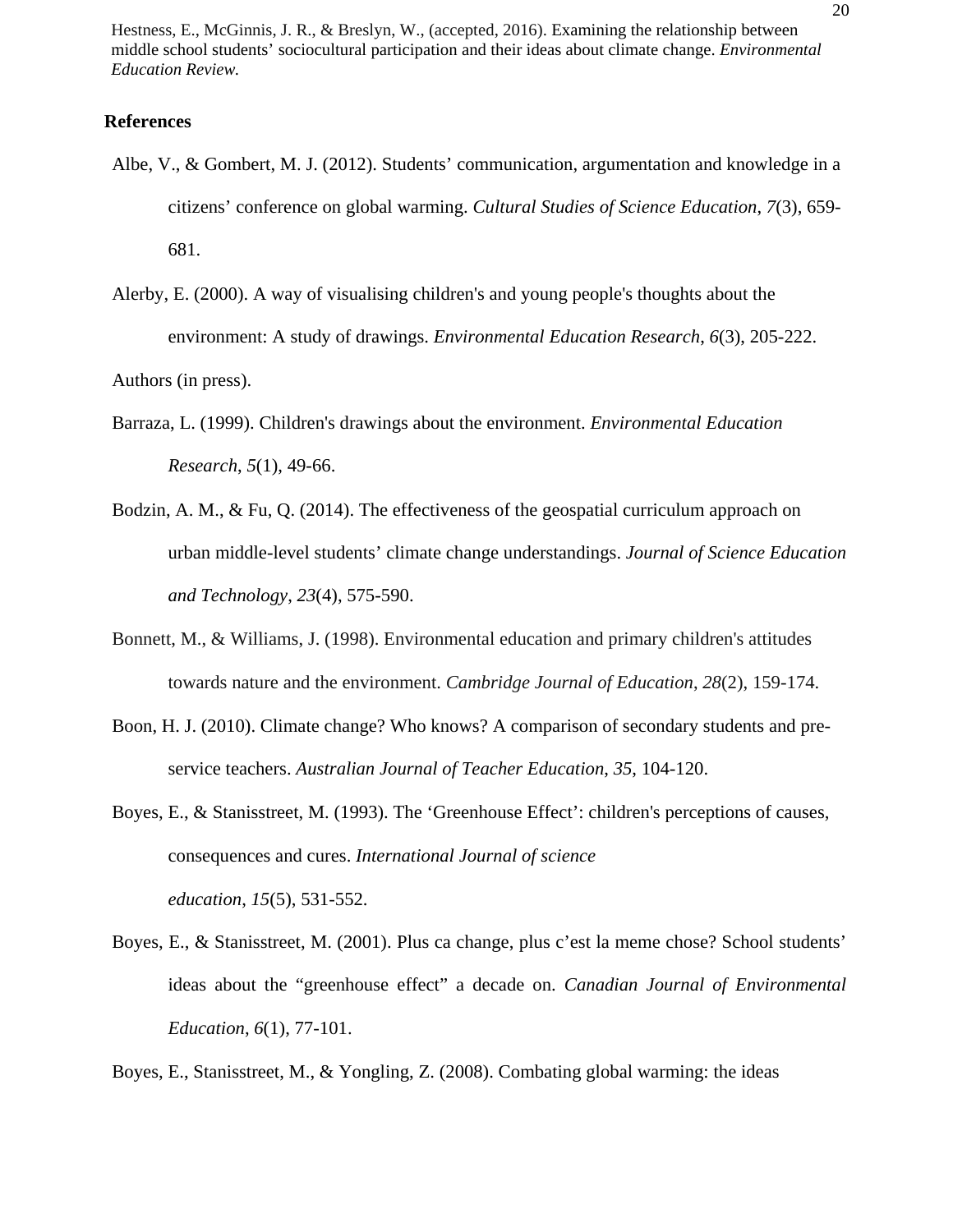## References

Albe, V., & Gombert, M. J. (2012). Students' communication, argumentation and knowledge in a citizens' conference on global warming. *Cultural Studies of Science Education*, *7*(3), 659-681.

Alerby, E. (2000). A way of visualising children's and young people's thoughts about the environment: A study of drawings. *Environmental Education Research*, *6*(3), 205-222.

Authors (in press).

Barraza, L. (1999). Children's drawings about the environment. *Environmental Education Research*, *5*(1), 49-66.

Bodzin, A. M., & Fu, Q. (2014). The effectiveness of the geospatial curriculum approach on urban middle-level students' climate change understandings. *Journal of Science Education and Technology*, *23*(4), 575-590.

Bonnett, M., & Williams, J. (1998). Environmental education and primary children's attitudes towards nature and the environment. *Cambridge Journal of Education*, *28*(2), 159-174.

Boon, H. J. (2010). Climate change? Who knows? A comparison of secondary students and pre-service teachers. *Australian Journal of Teacher Education, 35*, 104-120.

Boyes, E., & Stanisstreet, M. (1993). The 'Greenhouse Effect': children's perceptions of causes, consequences and cures. *International Journal of science education*, *15*(5), 531-552.

Boyes, E., & Stanisstreet, M. (2001). Plus ca change, plus c'est la meme chose? School students' ideas about the "greenhouse effect" a decade on. *Canadian Journal of Environmental Education*, *6*(1), 77-101.

Boyes, E., Stanisstreet, M., & Yongling, Z. (2008). Combating global warming: the ideas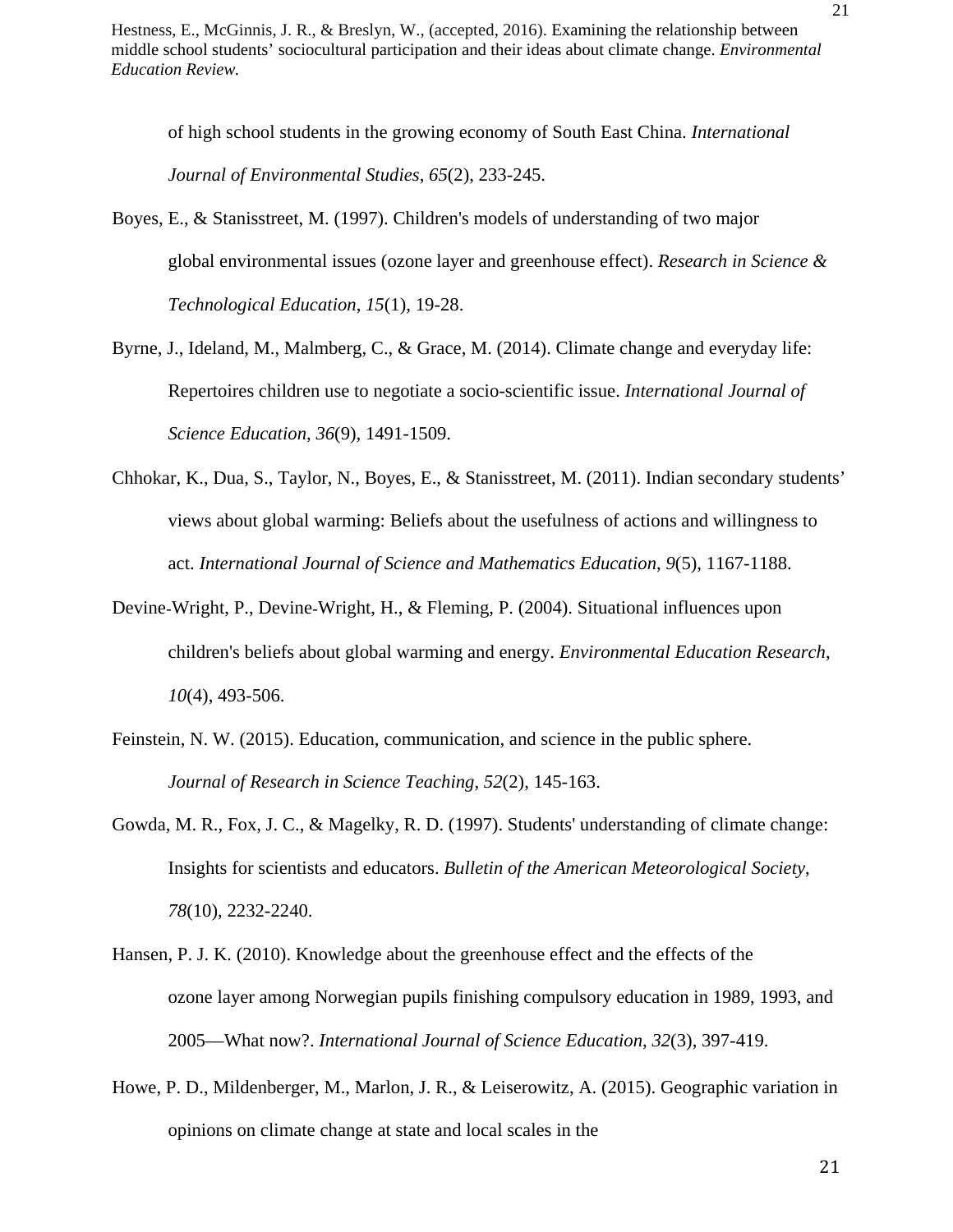of high school students in the growing economy of South East China. *International Journal of Environmental Studies*, *65*(2), 233-245.

Boyes, E., & Stanisstreet, M. (1997). Children's models of understanding of two major global environmental issues (ozone layer and greenhouse effect). *Research in Science & Technological Education*, *15*(1), 19-28.

Byrne, J., Ideland, M., Malmberg, C., & Grace, M. (2014). Climate change and everyday life: Repertoires children use to negotiate a socio-scientific issue. *International Journal of Science Education*, *36*(9), 1491-1509.

Chhokar, K., Dua, S., Taylor, N., Boyes, E., & Stanisstreet, M. (2011). Indian secondary students' views about global warming: Beliefs about the usefulness of actions and willingness to act. *International Journal of Science and Mathematics Education*, *9*(5), 1167-1188.

Devine-Wright, P., Devine-Wright, H., & Fleming, P. (2004). Situational influences upon children's beliefs about global warming and energy. *Environmental Education Research*, *10*(4), 493-506.

Feinstein, N. W. (2015). Education, communication, and science in the public sphere. *Journal of Research in Science Teaching*, *52*(2), 145-163.

Gowda, M. R., Fox, J. C., & Magelky, R. D. (1997). Students' understanding of climate change: Insights for scientists and educators. *Bulletin of the American Meteorological Society*, *78*(10), 2232-2240.

Hansen, P. J. K. (2010). Knowledge about the greenhouse effect and the effects of the ozone layer among Norwegian pupils finishing compulsory education in 1989, 1993, and 2005—What now?. *International Journal of Science Education*, *32*(3), 397-419.

Howe, P. D., Mildenberger, M., Marlon, J. R., & Leiserowitz, A. (2015). Geographic variation in opinions on climate change at state and local scales in the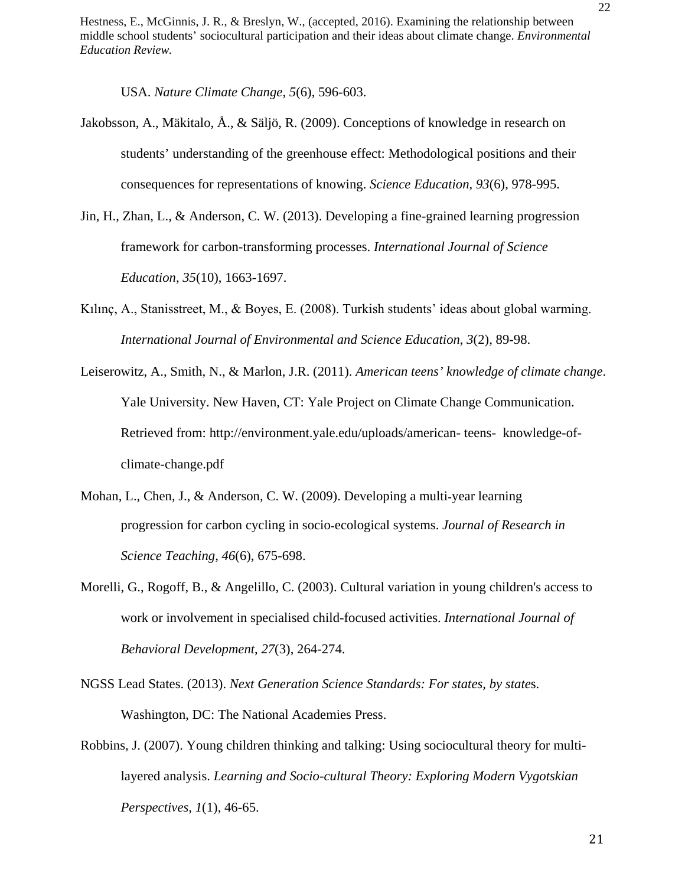USA. *Nature Climate Change*, *5*(6), 596-603.

Jakobsson, A., Mäkitalo, Å., & Säljö, R. (2009). Conceptions of knowledge in research on students' understanding of the greenhouse effect: Methodological positions and their consequences for representations of knowing. *Science Education*, *93*(6), 978-995.

Jin, H., Zhan, L., & Anderson, C. W. (2013). Developing a fine-grained learning progression framework for carbon-transforming processes. *International Journal of Science Education*, *35*(10), 1663-1697.

Kılınç, A., Stanisstreet, M., & Boyes, E. (2008). Turkish students' ideas about global warming. *International Journal of Environmental and Science Education*, *3*(2), 89-98.

Leiserowitz, A., Smith, N., & Marlon, J.R. (2011). *American teens' knowledge of climate change*. Yale University. New Haven, CT: Yale Project on Climate Change Communication. Retrieved from: http://environment.yale.edu/uploads/american- teens- knowledge-of-climate-change.pdf

Mohan, L., Chen, J., & Anderson, C. W. (2009). Developing a multi-year learning progression for carbon cycling in socio-ecological systems. *Journal of Research in Science Teaching*, *46*(6), 675-698.

Morelli, G., Rogoff, B., & Angelillo, C. (2003). Cultural variation in young children's access to work or involvement in specialised child-focused activities. *International Journal of Behavioral Development*, *27*(3), 264-274.

NGSS Lead States. (2013). *Next Generation Science Standards: For states, by states*. Washington, DC: The National Academies Press.

Robbins, J. (2007). Young children thinking and talking: Using sociocultural theory for multi-layered analysis. *Learning and Socio-cultural Theory: Exploring Modern Vygotskian Perspectives*, *1*(1), 46-65.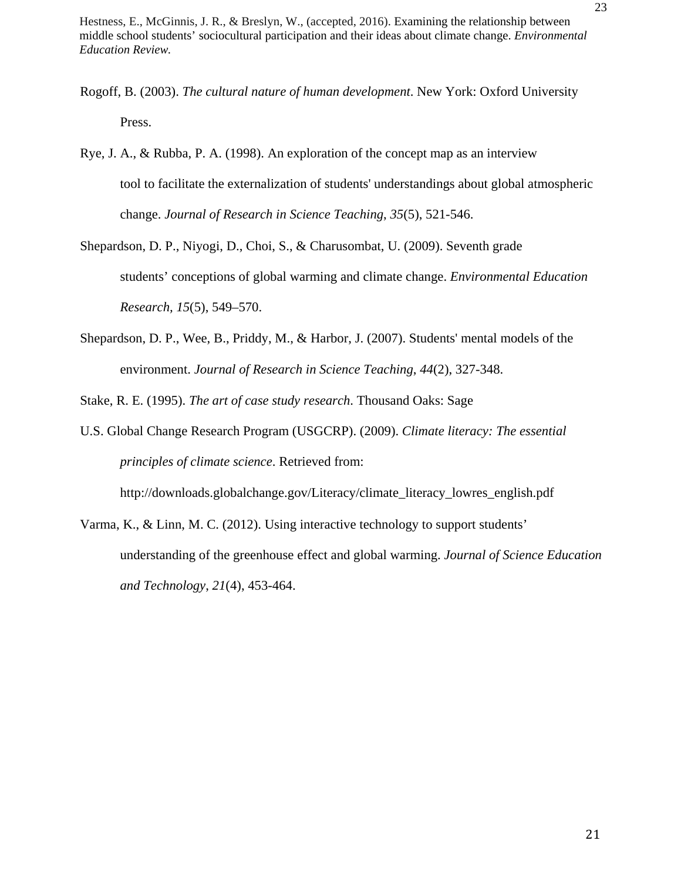Rogoff, B. (2003). *The cultural nature of human development*. New York: Oxford University Press.

Rye, J. A., & Rubba, P. A. (1998). An exploration of the concept map as an interview tool to facilitate the externalization of students' understandings about global atmospheric change. *Journal of Research in Science Teaching*, *35*(5), 521-546.

Shepardson, D. P., Niyogi, D., Choi, S., & Charusombat, U. (2009). Seventh grade students' conceptions of global warming and climate change. *Environmental Education Research*, *15*(5), 549–570.

Shepardson, D. P., Wee, B., Priddy, M., & Harbor, J. (2007). Students' mental models of the environment. *Journal of Research in Science Teaching*, *44*(2), 327-348.

Stake, R. E. (1995). *The art of case study research*. Thousand Oaks: Sage

U.S. Global Change Research Program (USGCRP). (2009). *Climate literacy: The essential principles of climate science*. Retrieved from: http://downloads.globalchange.gov/Literacy/climate_literacy_lowres_english.pdf

Varma, K., & Linn, M. C. (2012). Using interactive technology to support students' understanding of the greenhouse effect and global warming. *Journal of Science Education and Technology*, *21*(4), 453-464.